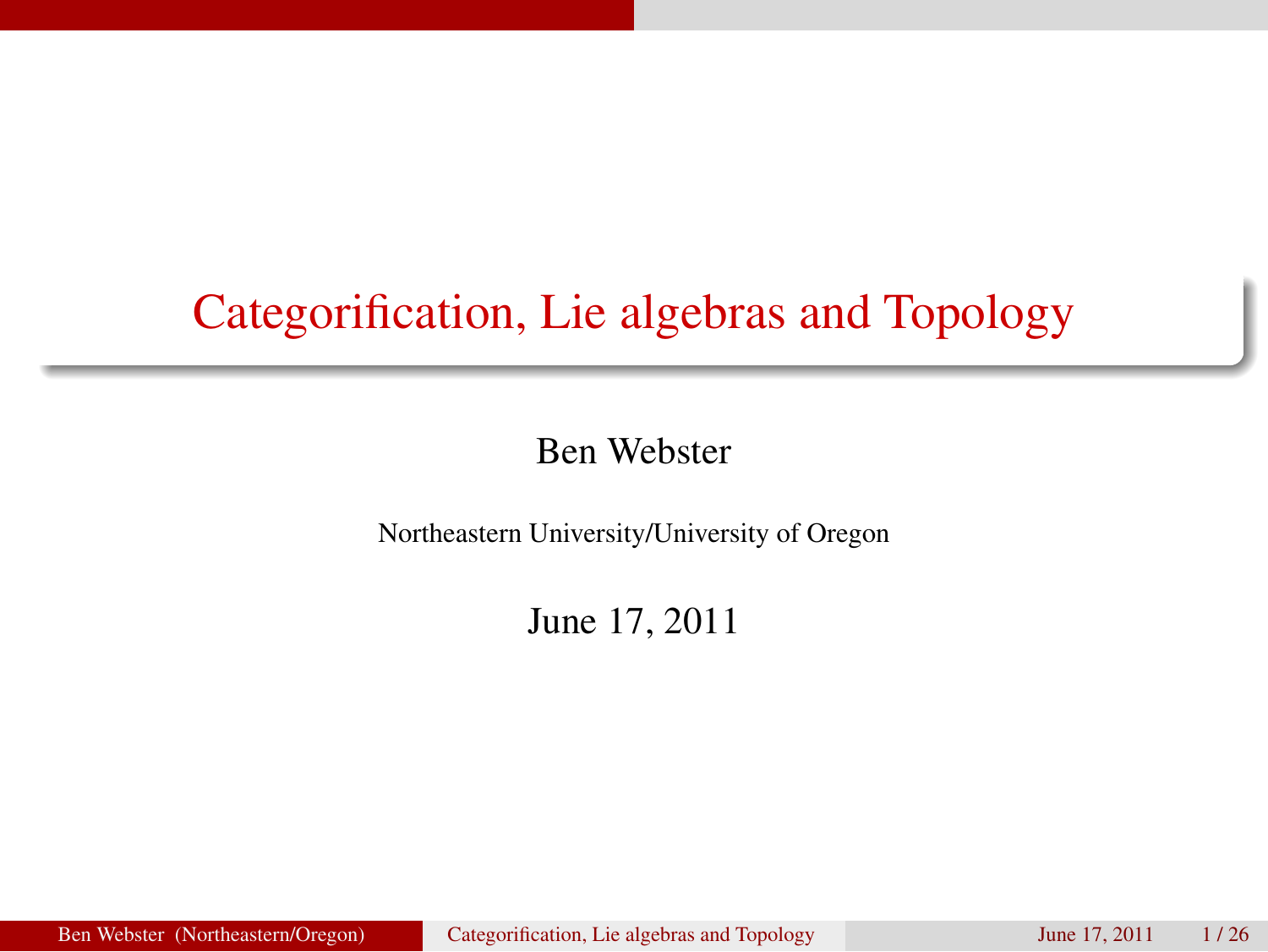# Categorification, Lie algebras and Topology

Ben Webster

Northeastern University/University of Oregon

June 17, 2011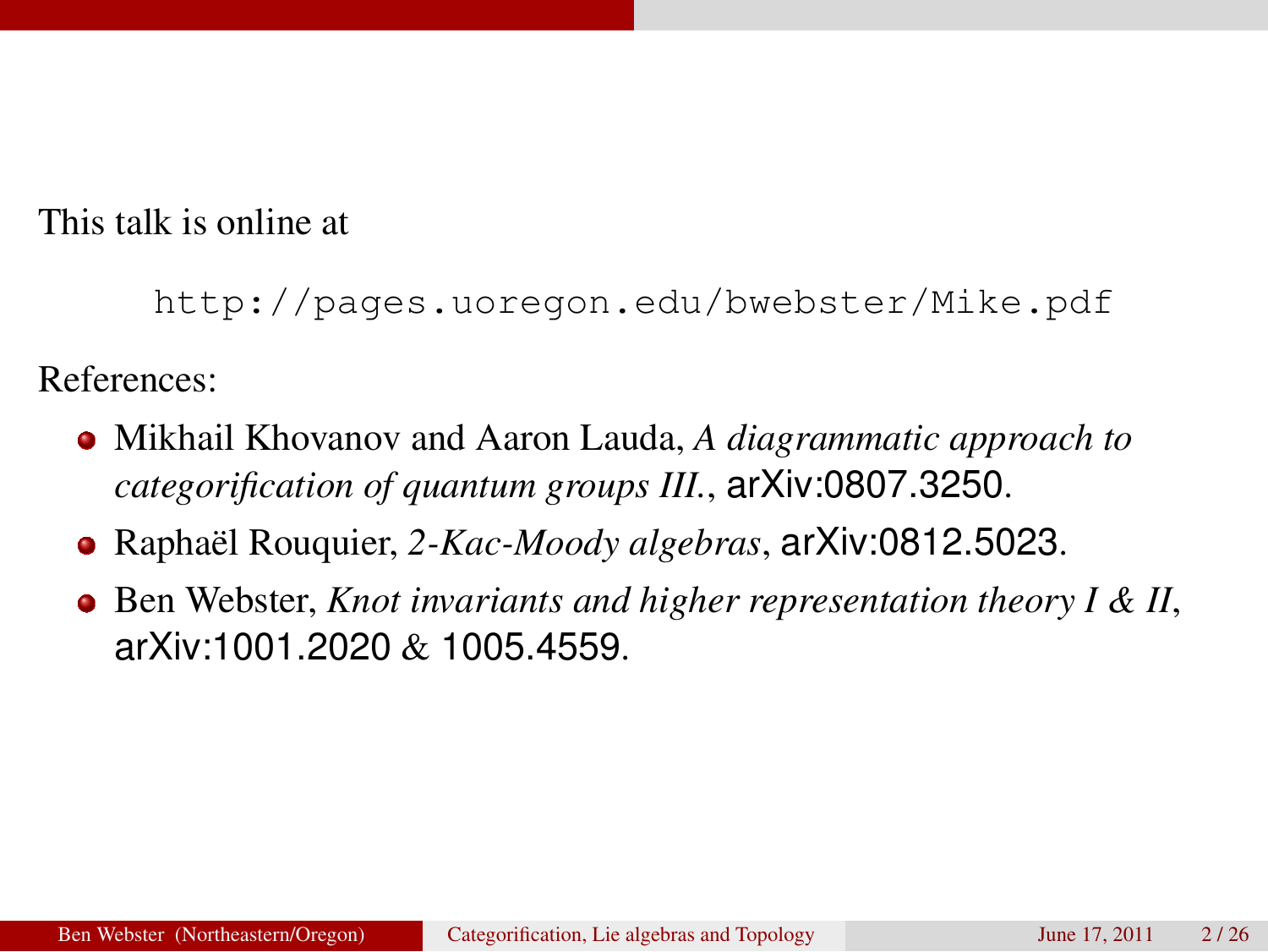This talk is online at

```
http://pages.uoregon.edu/bwebster/Mike.pdf
```

References:

- Mikhail Khovanov and Aaron Lauda, *A diagrammatic approach to categorification of quantum groups III.*, arXiv:0807.3250.
- Raphaël Rouquier, *2-Kac-Moody algebras*, arXiv:0812.5023.
- Ben Webster, *Knot invariants and higher representation theory I & II*, arXiv:1001.2020 & 1005.4559.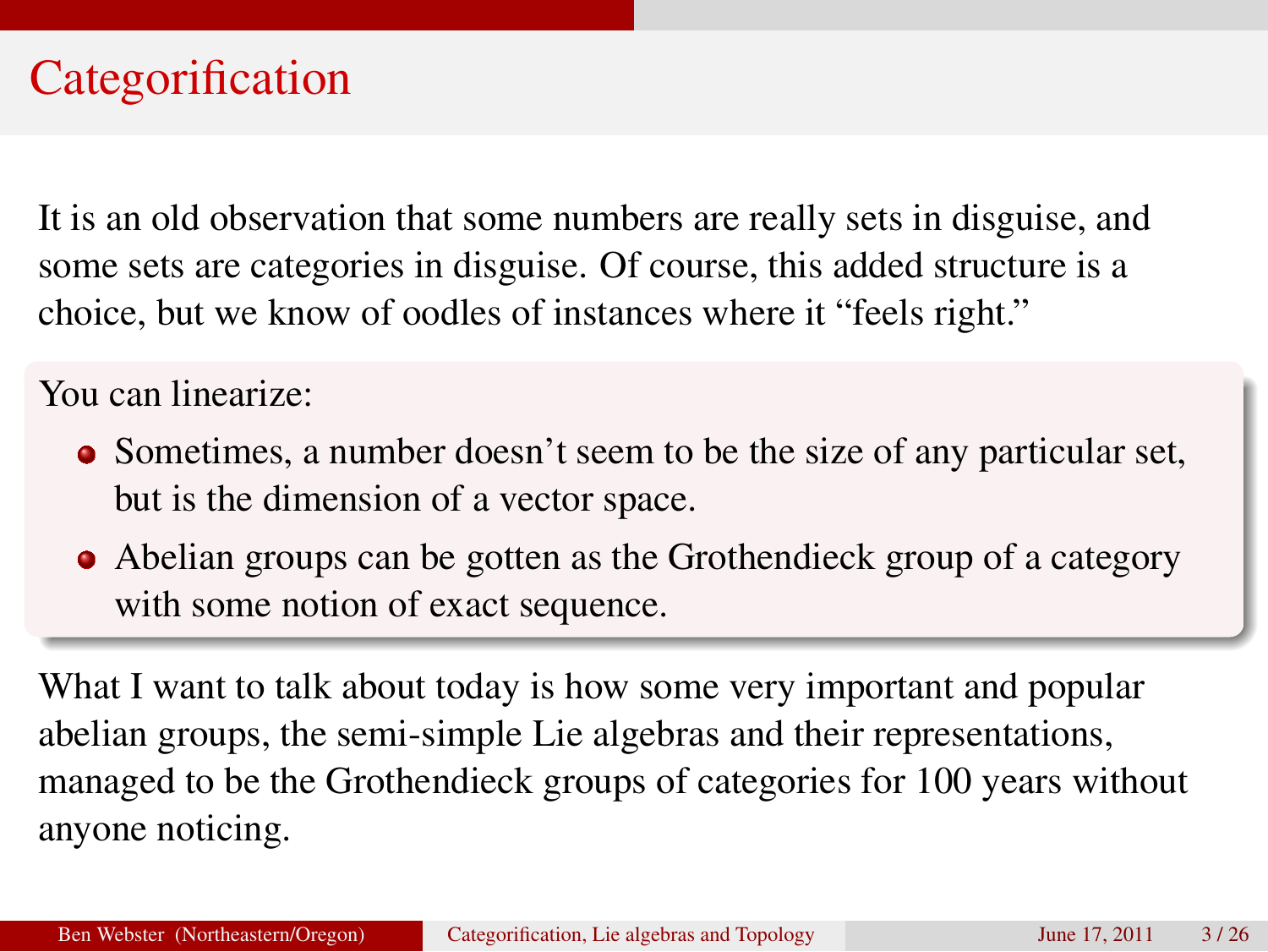# Categorification

It is an old observation that some numbers are really sets in disguise, and some sets are categories in disguise. Of course, this added structure is a choice, but we know of oodles of instances where it "feels right."

You can linearize:

- Sometimes, a number doesn't seem to be the size of any particular set, but is the dimension of a vector space.
- Abelian groups can be gotten as the Grothendieck group of a category with some notion of exact sequence.

What I want to talk about today is how some very important and popular abelian groups, the semi-simple Lie algebras and their representations, managed to be the Grothendieck groups of categories for 100 years without anyone noticing.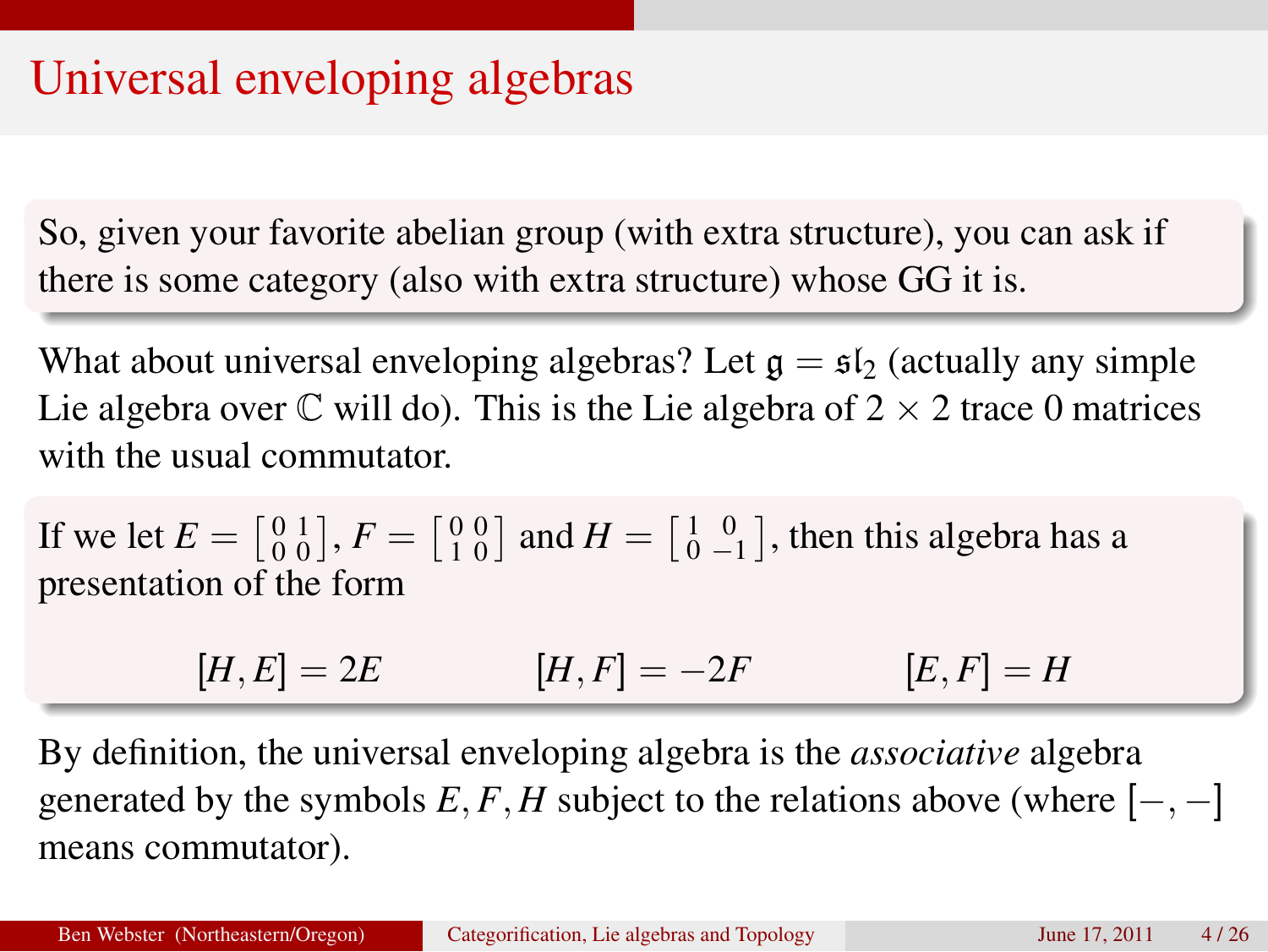# Universal enveloping algebras

So, given your favorite abelian group (with extra structure), you can ask if there is some category (also with extra structure) whose GG it is.

What about universal enveloping algebras? Let $\mathfrak{g} = \mathfrak{sl}_2$ (actually any simple Lie algebra over $\mathbb{C}$ will do). This is the Lie algebra of $2 \times 2$ trace 0 matrices with the usual commutator.

If we let $E = \begin{bmatrix} 0 & 1 \\ 0 & 0 \end{bmatrix}$, $F = \begin{bmatrix} 0 & 0 \\ 1 & 0 \end{bmatrix}$ and $H = \begin{bmatrix} 1 & 0 \\ 0 & -1 \end{bmatrix}$, then this algebra has a presentation of the form

$$[H, E] = 2E \qquad [H, F] = -2F \qquad [E, F] = H$$

By definition, the universal enveloping algebra is the *associative* algebra generated by the symbols $E, F, H$ subject to the relations above (where $[-, -]$ means commutator).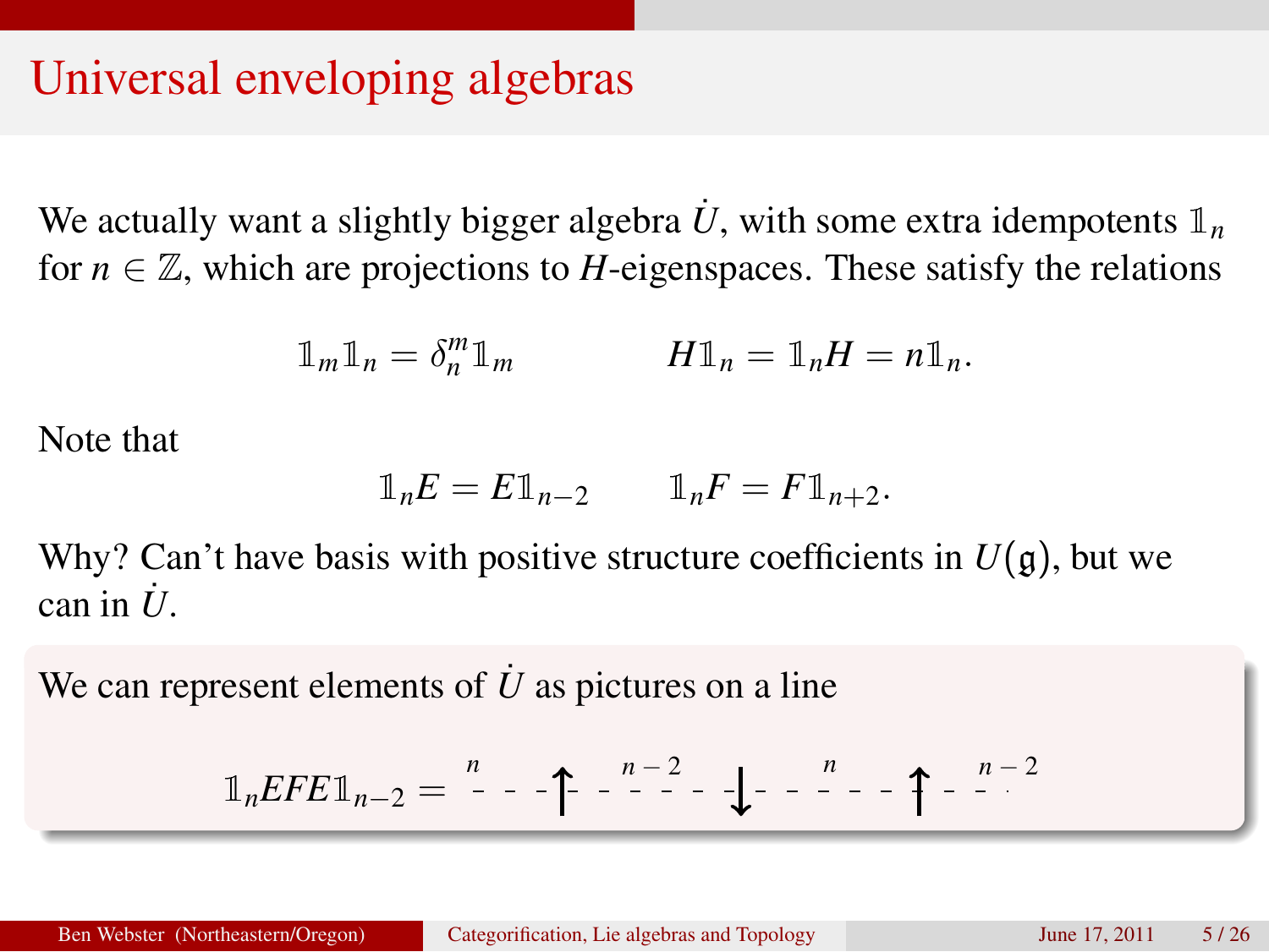# Universal enveloping algebras

We actually want a slightly bigger algebra $\dot{U}$, with some extra idempotents $\mathbb{1}_n$ for $n \in \mathbb{Z}$, which are projections to $H$-eigenspaces. These satisfy the relations

$$\mathbb{1}_m \mathbb{1}_n = \delta_n^m \mathbb{1}_m \qquad H\mathbb{1}_n = \mathbb{1}_n H = n\mathbb{1}_n.$$

Note that

$$\mathbb{1}_n E = E\mathbb{1}_{n-2} \qquad \mathbb{1}_n F = F\mathbb{1}_{n+2}.$$

Why? Can't have basis with positive structure coefficients in $U(\mathfrak{g})$, but we can in $\dot{U}$.

We can represent elements of $\dot{U}$ as pictures on a line

$$\mathbb{1}_n EFE\mathbb{1}_{n-2} = \overset{n}{-} - - \uparrow - \overset{n-2}{- -} - \downarrow - - \overset{n}{-} - - \uparrow - \overset{n-2}{-}$$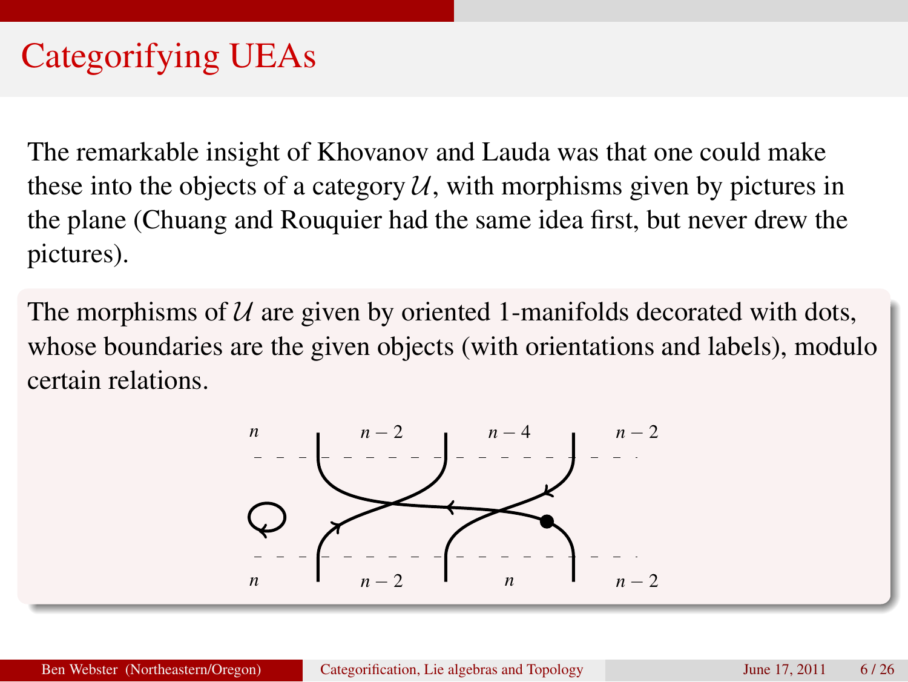# Categorifying UEAs

The remarkable insight of Khovanov and Lauda was that one could make these into the objects of a category $\mathcal{U}$, with morphisms given by pictures in the plane (Chuang and Rouquier had the same idea first, but never drew the pictures).

The morphisms of $\mathcal{U}$ are given by oriented 1-manifolds decorated with dots, whose boundaries are the given objects (with orientations and labels), modulo certain relations.

$n$ $\quad n-2 \quad n-4 \quad n-2$

$n$ $\quad n-2 \quad n \quad n-2$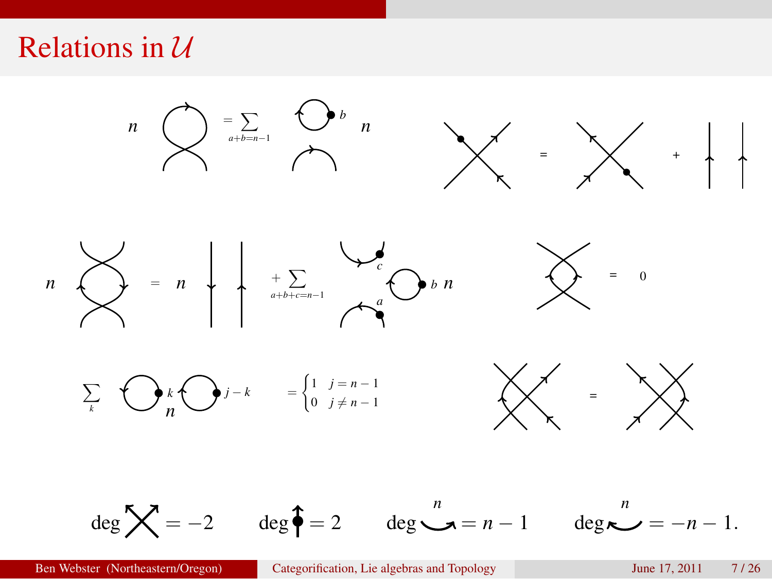# Relations in $\mathcal{U}$

$n$ $= \sum_{a+b=n-1}$ $b$ $n$

$=$ $+$

$n$ $= n$ $+ \sum_{a+b+c=n-1}$ $c$ $a$ $b$ $n$

$= 0$

$\sum_k$ $k$ $n$ $j-k$ $= \begin{cases} 1 & j = n-1 \\ 0 & j \neq n-1 \end{cases}$

$=$

deg $= -2$ deg $= 2$ deg $\overset{n}{} = n - 1$ deg $\overset{n}{} = -n - 1.$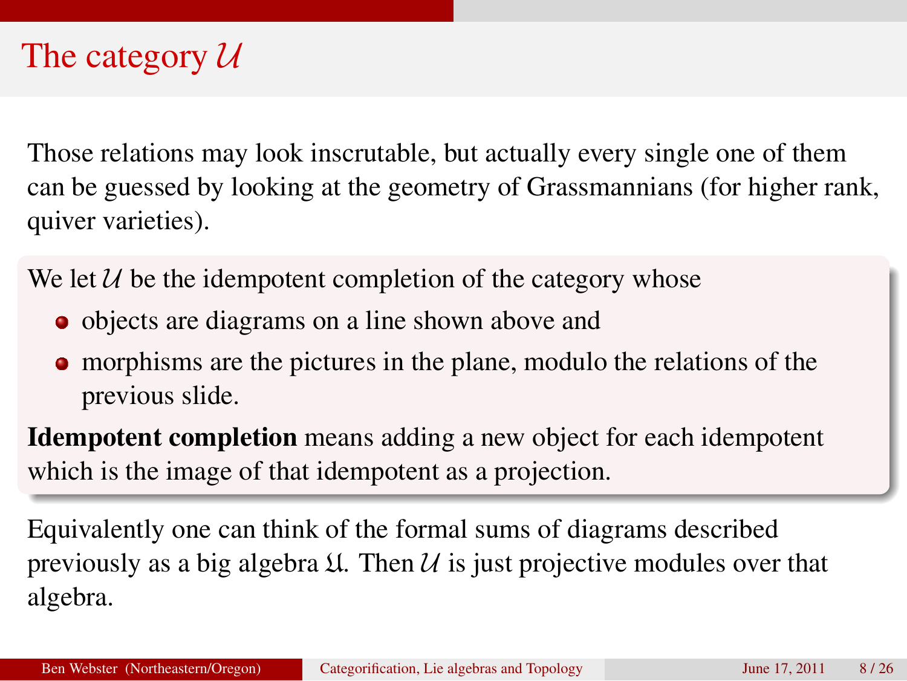# The category $\mathcal{U}$

Those relations may look inscrutable, but actually every single one of them can be guessed by looking at the geometry of Grassmannians (for higher rank, quiver varieties).

We let $\mathcal{U}$ be the idempotent completion of the category whose

- objects are diagrams on a line shown above and
- morphisms are the pictures in the plane, modulo the relations of the previous slide.

**Idempotent completion** means adding a new object for each idempotent which is the image of that idempotent as a projection.

Equivalently one can think of the formal sums of diagrams described previously as a big algebra $\mathfrak{U}$. Then $\mathcal{U}$ is just projective modules over that algebra.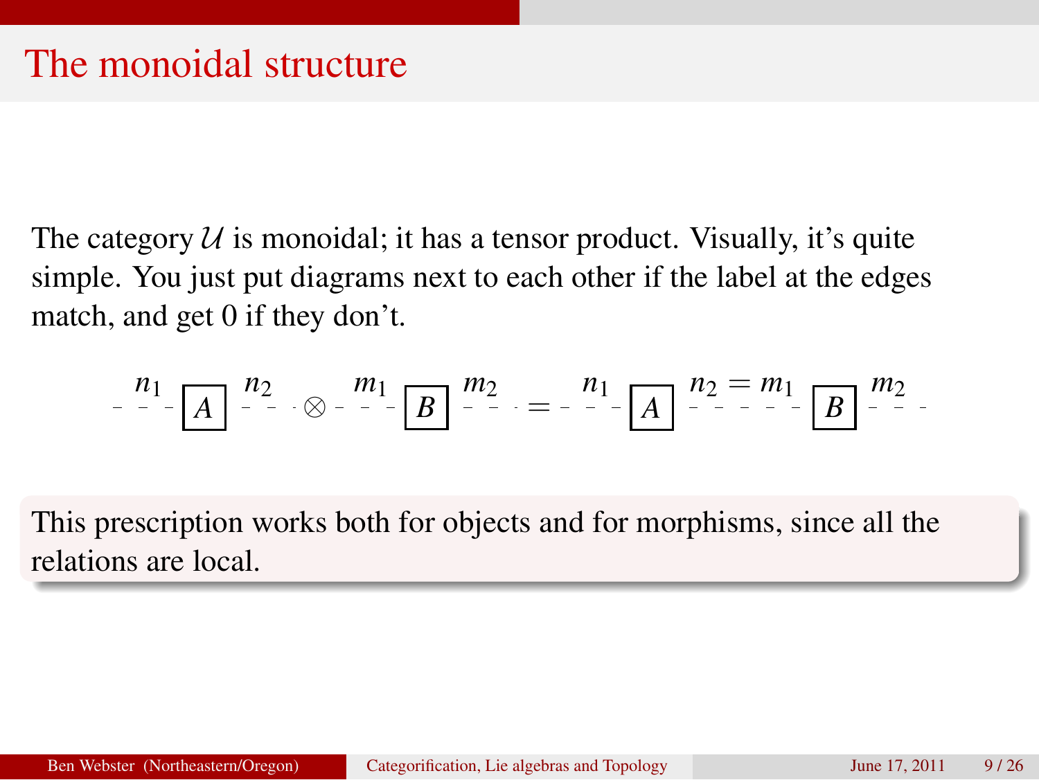# The monoidal structure

The category $\mathcal{U}$ is monoidal; it has a tensor product. Visually, it's quite simple. You just put diagrams next to each other if the label at the edges match, and get 0 if they don't.

$$\overset{n_1}{-\!-}\boxed{A}\overset{n_2}{-\!-} \otimes \overset{m_1}{-\!-}\boxed{B}\overset{m_2}{-\!-} = \overset{n_1}{-\!-}\boxed{A}\overset{n_2 = m_1}{-\!-\!-\!-}\boxed{B}\overset{m_2}{-\!-}$$

This prescription works both for objects and for morphisms, since all the relations are local.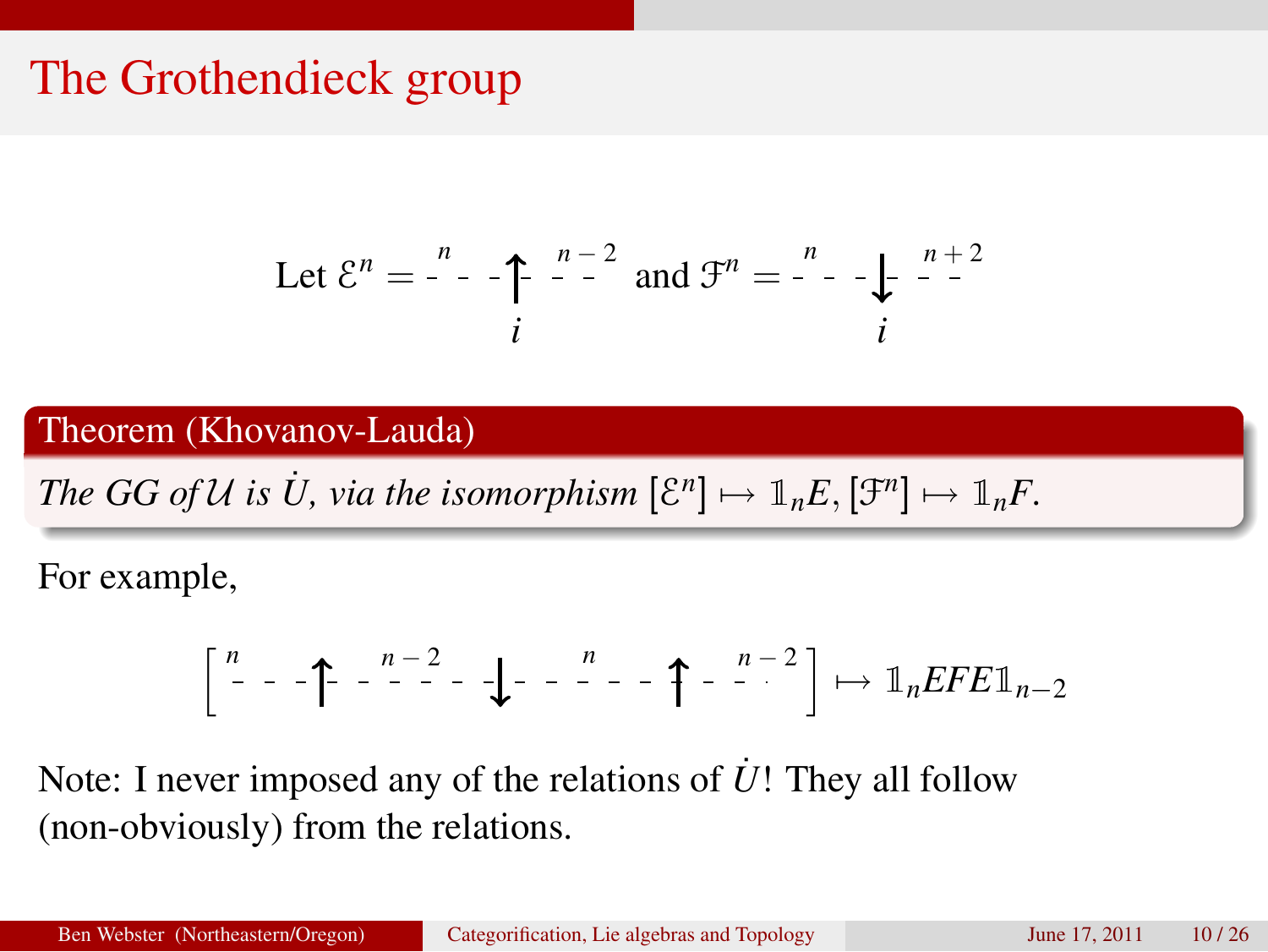# The Grothendieck group

Let $\mathcal{E}^n = $ (diagram: region $n$, upward strand labeled $i$, region $n-2$) and $\mathcal{F}^n = $ (diagram: region $n$, downward strand labeled $i$, region $n+2$)

**Theorem (Khovanov-Lauda)**

*The GG of $\mathcal{U}$ is $\dot{U}$, via the isomorphism $[\mathcal{E}^n] \mapsto \mathbb{1}_n E, [\mathcal{F}^n] \mapsto \mathbb{1}_n F$.*

For example,

$$\left[ \; n \uparrow n-2 \downarrow n \uparrow n-2 \; \right] \mapsto \mathbb{1}_n EFE \mathbb{1}_{n-2}$$

Note: I never imposed any of the relations of $\dot{U}$! They all follow (non-obviously) from the relations.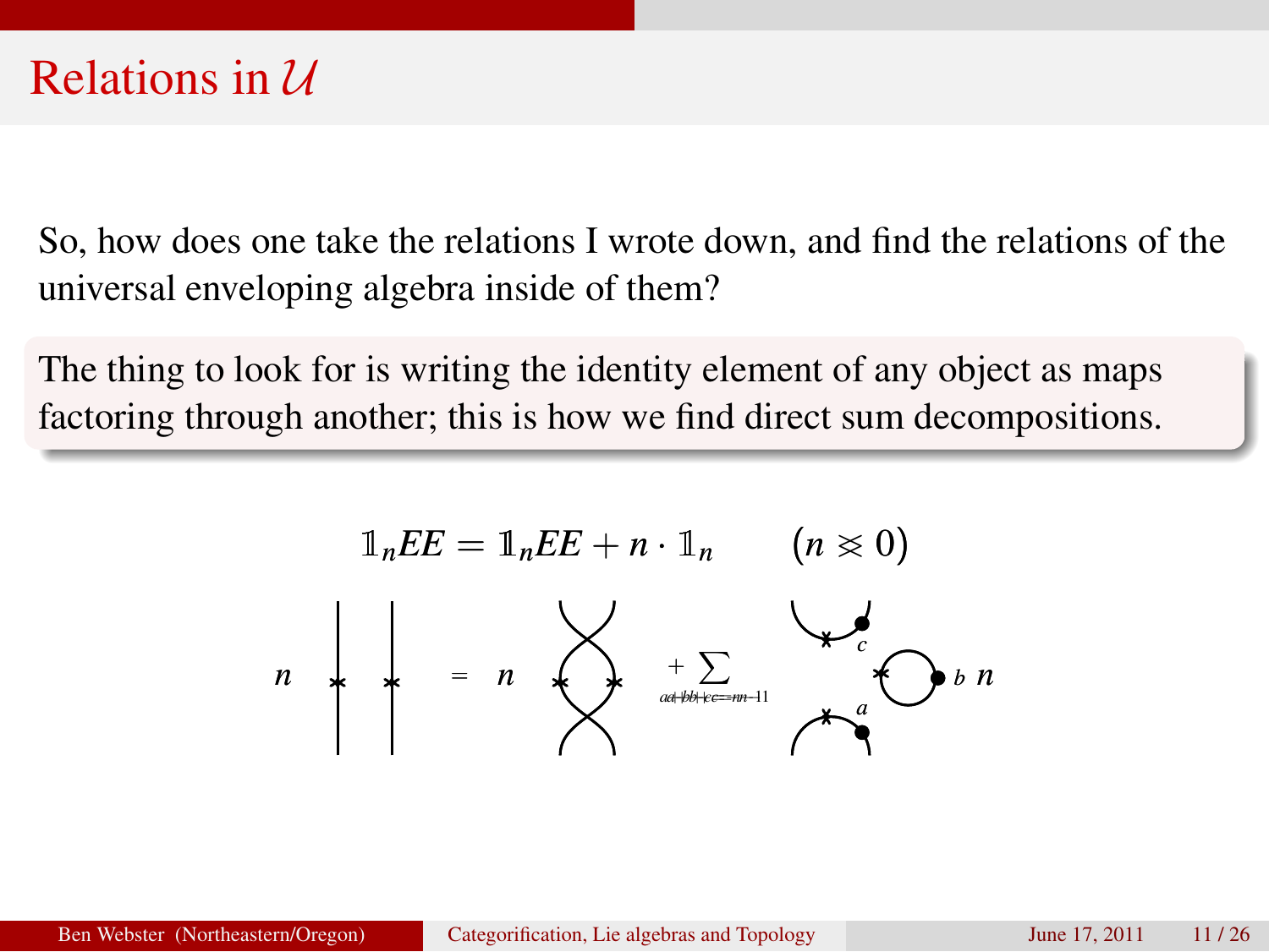# Relations in $\mathcal{U}$

So, how does one take the relations I wrote down, and find the relations of the universal enveloping algebra inside of them?

> The thing to look for is writing the identity element of any object as maps factoring through another; this is how we find direct sum decompositions.

$$\mathbb{1}_n EE = \mathbb{1}_n EE + n \cdot \mathbb{1}_n \qquad (n \lessgtr 0)$$

$$n \;\; \Big|\Big| \;\; = \;\; n \;\; \bigotimes \;\; + \sum_{a+b+c=n-1} \cdots \; b \; n$$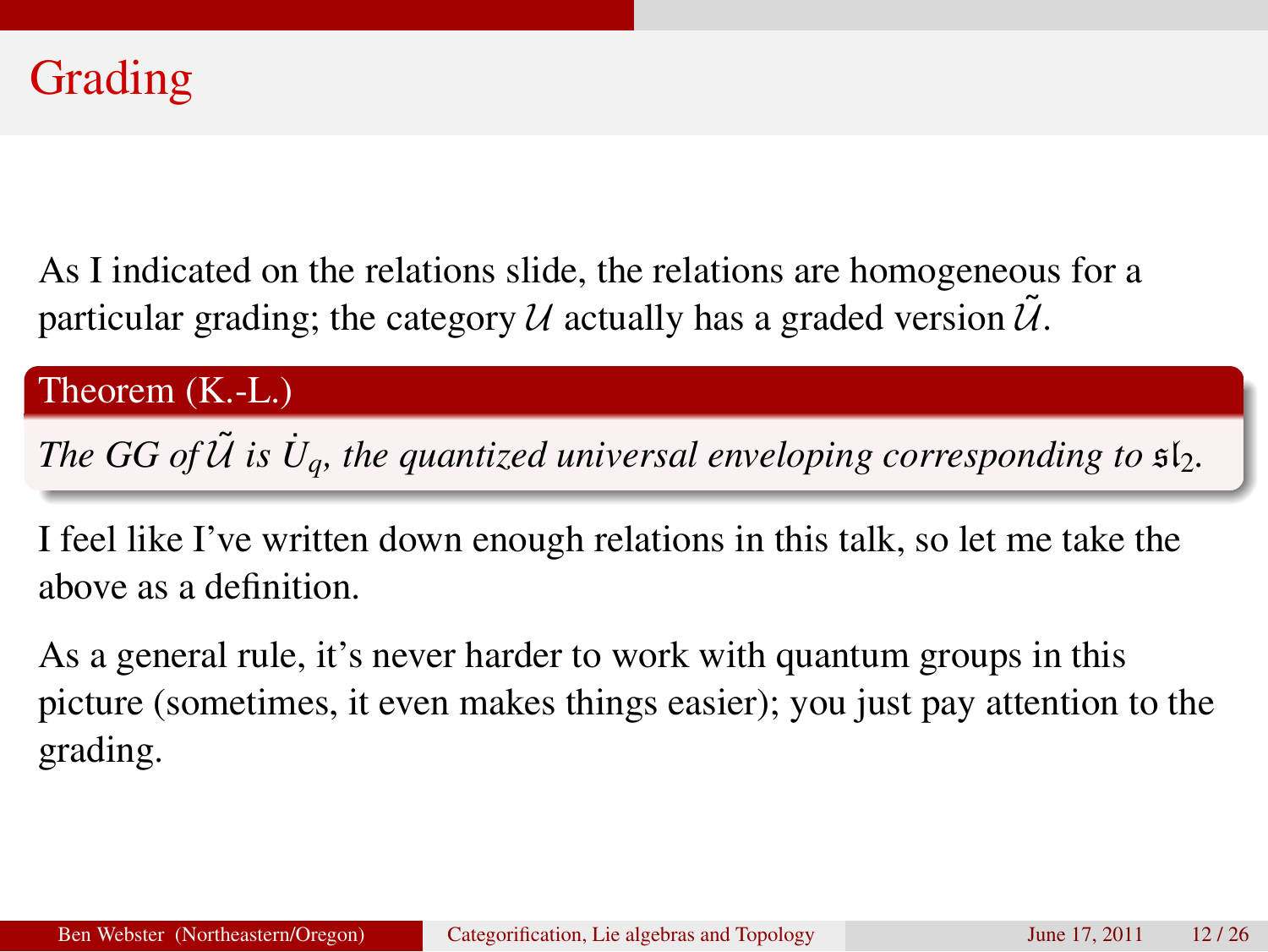# Grading

As I indicated on the relations slide, the relations are homogeneous for a particular grading; the category $\mathcal{U}$ actually has a graded version $\tilde{\mathcal{U}}$.

**Theorem (K.-L.)**

*The GG of $\tilde{\mathcal{U}}$ is $\dot{U}_q$, the quantized universal enveloping corresponding to $\mathfrak{sl}_2$.*

I feel like I've written down enough relations in this talk, so let me take the above as a definition.

As a general rule, it's never harder to work with quantum groups in this picture (sometimes, it even makes things easier); you just pay attention to the grading.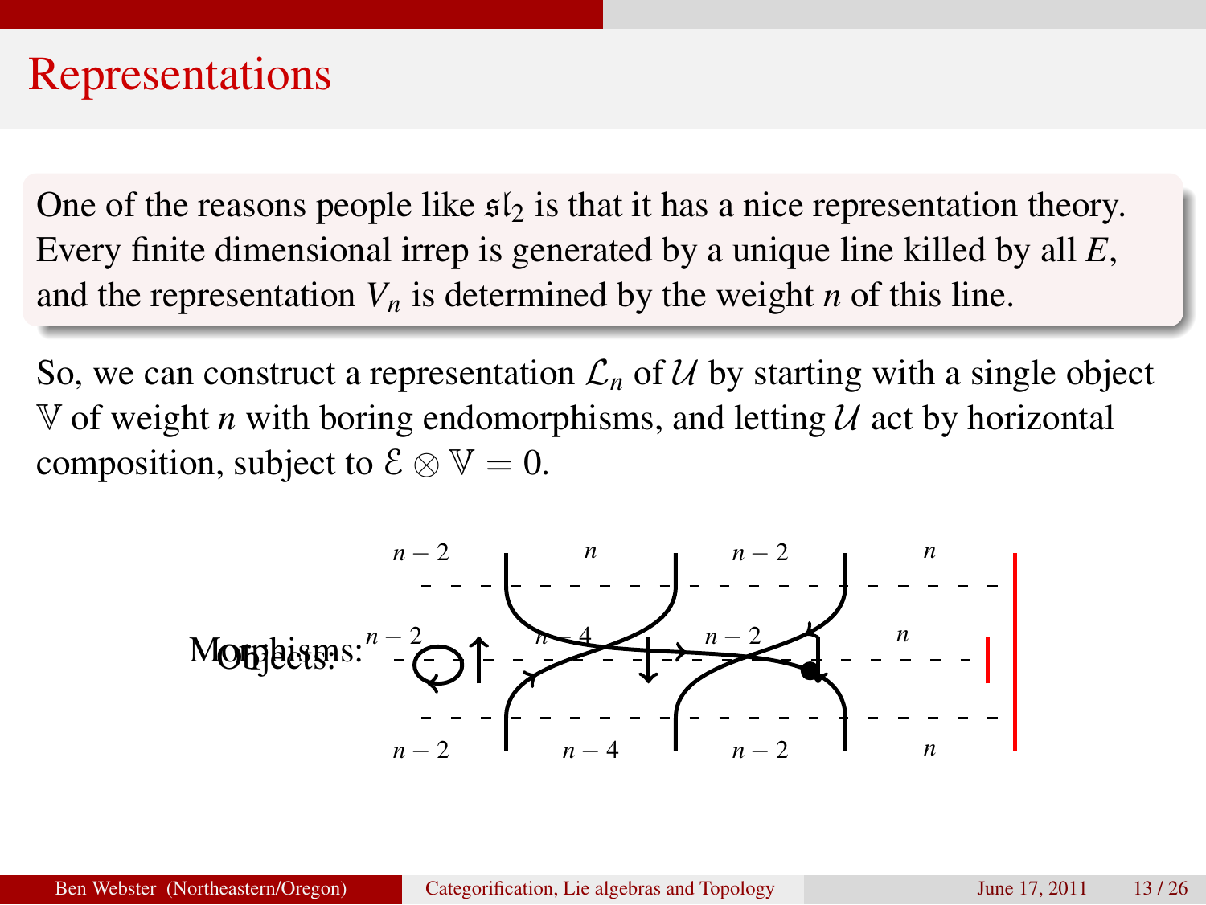# Representations

One of the reasons people like $\mathfrak{sl}_2$ is that it has a nice representation theory. Every finite dimensional irrep is generated by a unique line killed by all $E$, and the representation $V_n$ is determined by the weight $n$ of this line.

So, we can construct a representation $\mathcal{L}_n$ of $\mathcal{U}$ by starting with a single object $\mathbb{V}$ of weight $n$ with boring endomorphisms, and letting $\mathcal{U}$ act by horizontal composition, subject to $\mathcal{E} \otimes \mathbb{V} = 0$.

Morphisms:

Objects: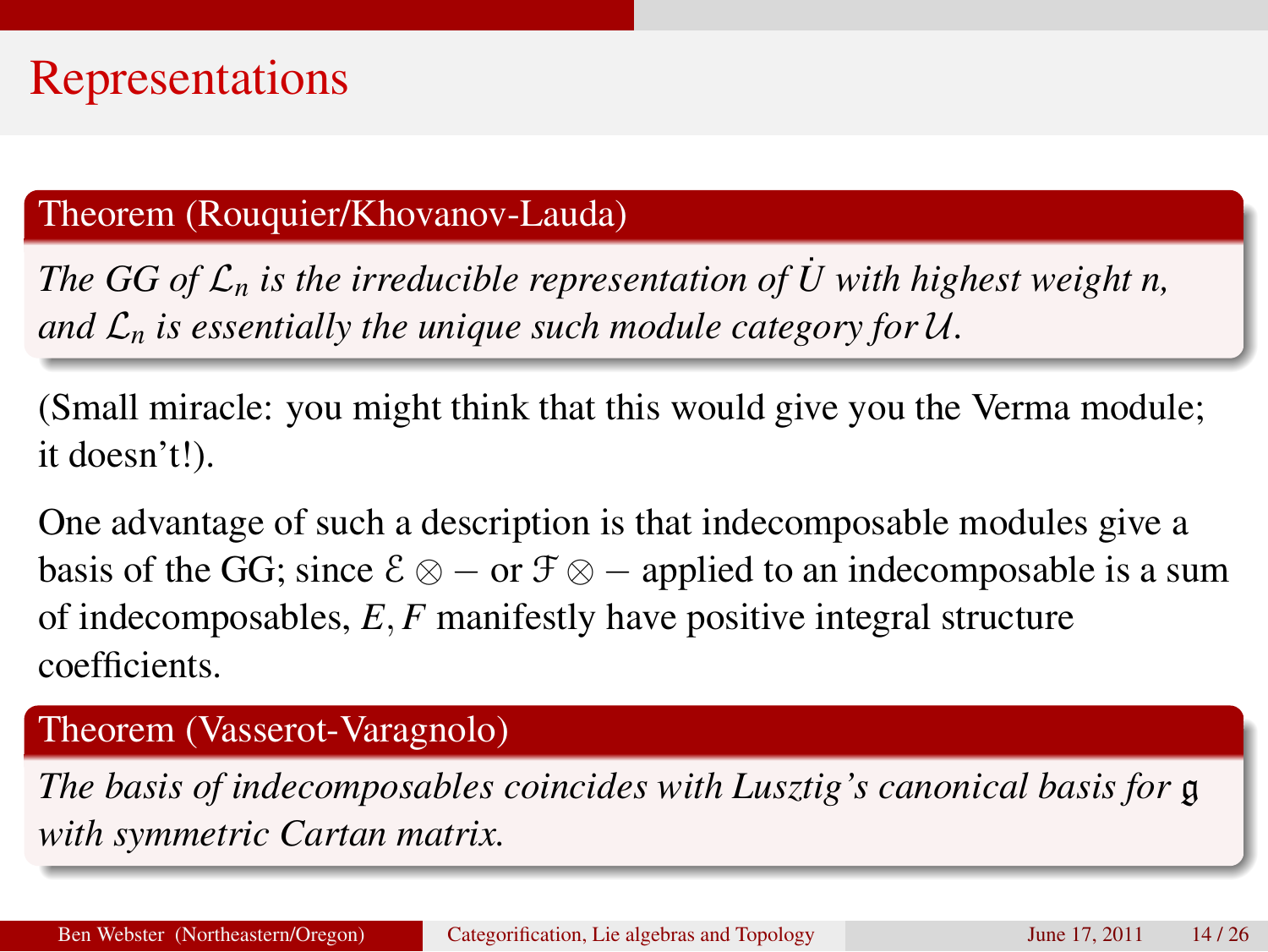# Representations

**Theorem (Rouquier/Khovanov-Lauda)**

*The GG of $\mathcal{L}_n$ is the irreducible representation of $\dot{U}$ with highest weight n, and $\mathcal{L}_n$ is essentially the unique such module category for $\mathcal{U}$.*

(Small miracle: you might think that this would give you the Verma module; it doesn't!).

One advantage of such a description is that indecomposable modules give a basis of the GG; since $\mathcal{E} \otimes -$ or $\mathcal{F} \otimes -$ applied to an indecomposable is a sum of indecomposables, $E, F$ manifestly have positive integral structure coefficients.

**Theorem (Vasserot-Varagnolo)**

*The basis of indecomposables coincides with Lusztig's canonical basis for $\mathfrak{g}$ with symmetric Cartan matrix.*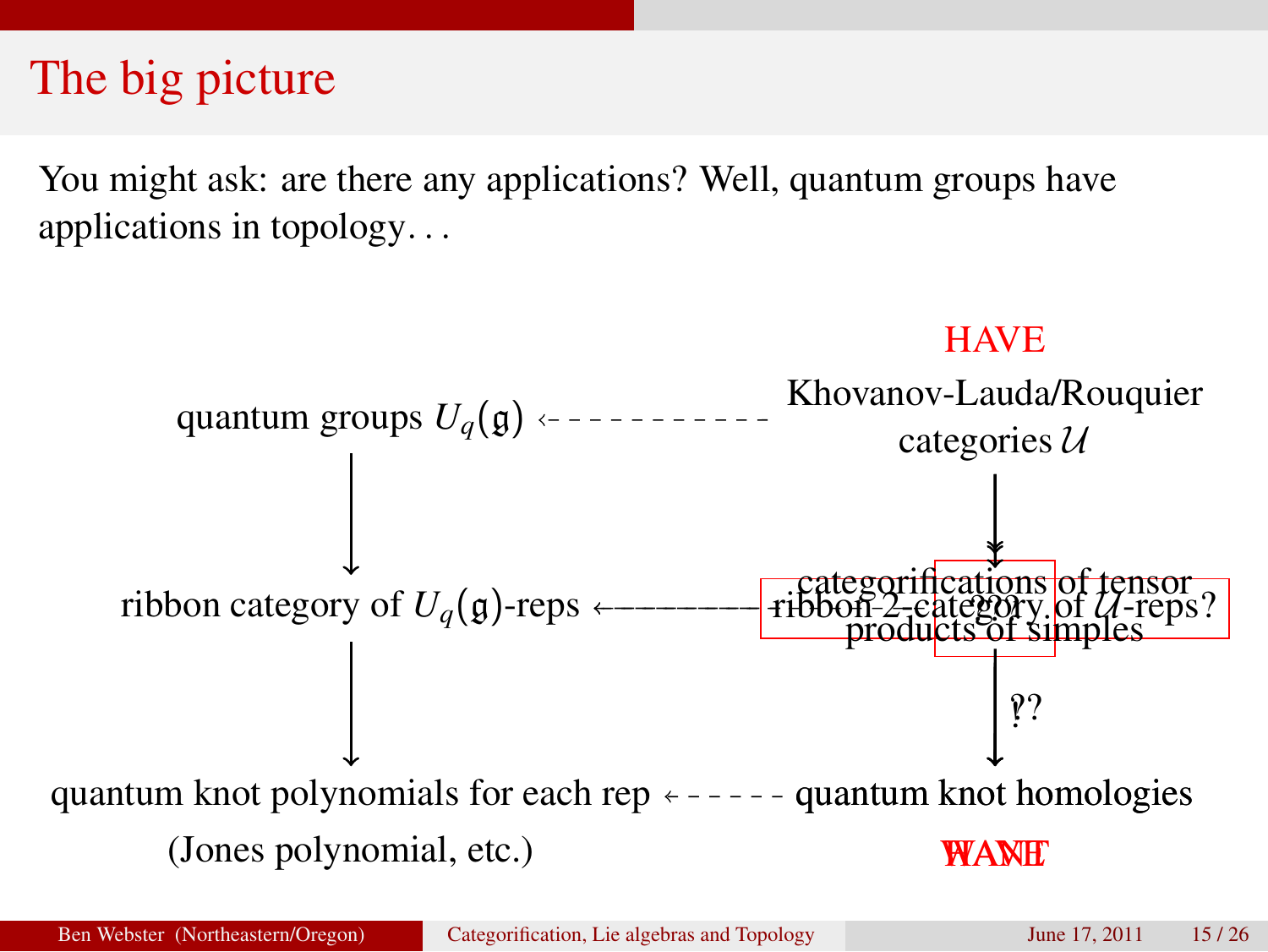# The big picture

You might ask: are there any applications? Well, quantum groups have applications in topology. . .

HAVE

quantum groups $U_q(\mathfrak{g})$ ← - - - - - - - - - - - Khovanov-Lauda/Rouquier categories $\mathcal{U}$

ribbon category of $U_q(\mathfrak{g})$-reps ←———— ribbon 2-category of $\mathcal{U}$-reps? / ??? / categorifications of tensor products of simples

quantum knot polynomials for each rep ← - - - - - quantum knot homologies

(Jones polynomial, etc.)

??

WANT / HAVE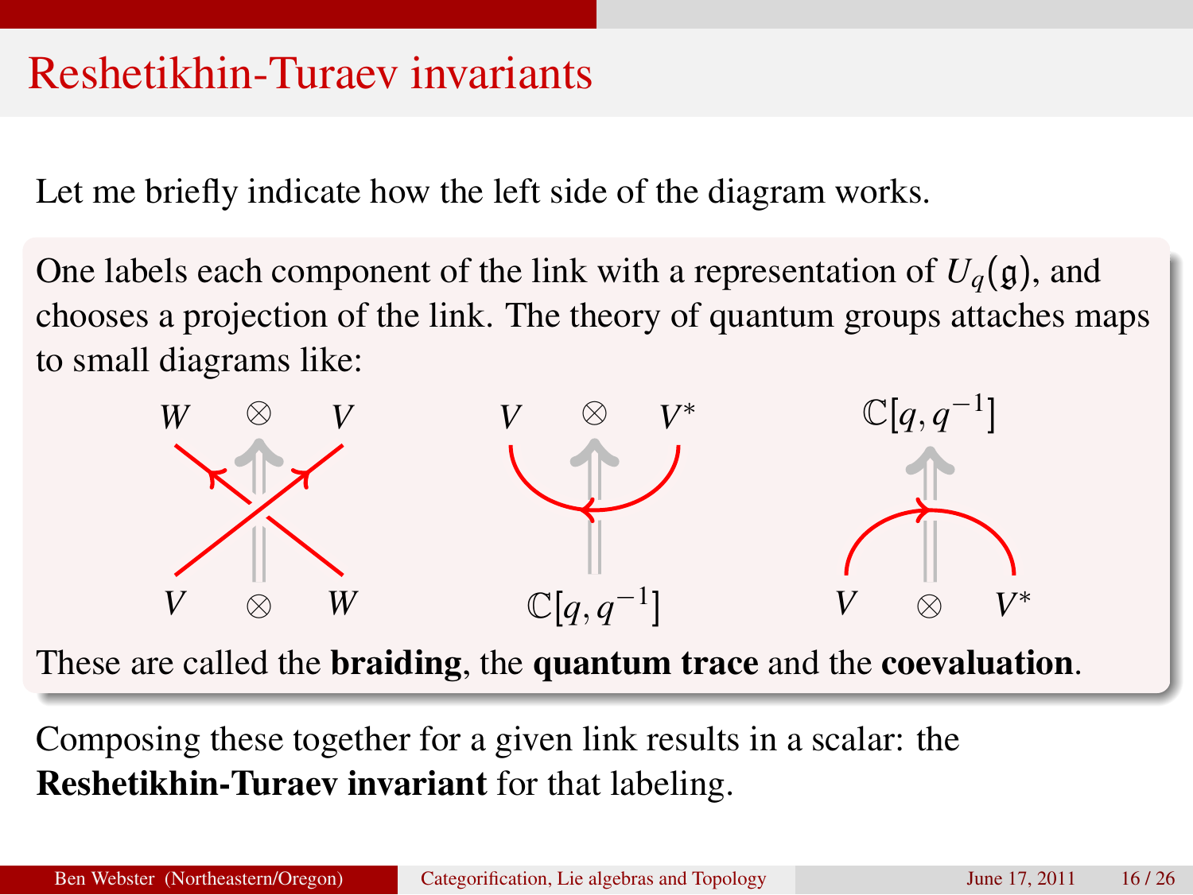## Reshetikhin-Turaev invariants

Let me briefly indicate how the left side of the diagram works.

One labels each component of the link with a representation of $U_q(\mathfrak{g})$, and chooses a projection of the link. The theory of quantum groups attaches maps to small diagrams like:

$W \otimes V$ ⇑ $V \otimes W$ $\qquad$ $V \otimes V^*$ ⇑ $\mathbb{C}[q, q^{-1}]$ $\qquad$ $\mathbb{C}[q, q^{-1}]$ ⇑ $V \otimes V^*$

These are called the **braiding**, the **quantum trace** and the **coevaluation**.

Composing these together for a given link results in a scalar: the **Reshetikhin-Turaev invariant** for that labeling.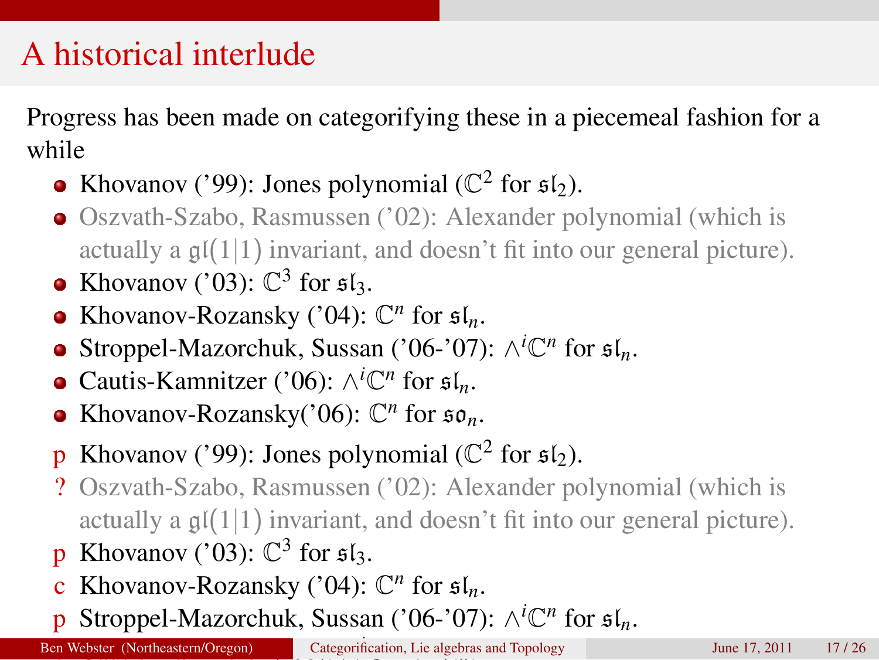# A historical interlude

Progress has been made on categorifying these in a piecemeal fashion for a while

- Khovanov ('99): Jones polynomial ($\mathbb{C}^2$ for $\mathfrak{sl}_2$).
- Oszvath-Szabo, Rasmussen ('02): Alexander polynomial (which is actually a $\mathfrak{gl}(1|1)$ invariant, and doesn't fit into our general picture).
- Khovanov ('03): $\mathbb{C}^3$ for $\mathfrak{sl}_3$.
- Khovanov-Rozansky ('04): $\mathbb{C}^n$ for $\mathfrak{sl}_n$.
- Stroppel-Mazorchuk, Sussan ('06-'07): $\wedge^i\mathbb{C}^n$ for $\mathfrak{sl}_n$.
- Cautis-Kamnitzer ('06): $\wedge^i\mathbb{C}^n$ for $\mathfrak{sl}_n$.
- Khovanov-Rozansky('06): $\mathbb{C}^n$ for $\mathfrak{so}_n$.

p Khovanov ('99): Jones polynomial ($\mathbb{C}^2$ for $\mathfrak{sl}_2$).

? Oszvath-Szabo, Rasmussen ('02): Alexander polynomial (which is actually a $\mathfrak{gl}(1|1)$ invariant, and doesn't fit into our general picture).

p Khovanov ('03): $\mathbb{C}^3$ for $\mathfrak{sl}_3$.

c Khovanov-Rozansky ('04): $\mathbb{C}^n$ for $\mathfrak{sl}_n$.

p Stroppel-Mazorchuk, Sussan ('06-'07): $\wedge^i\mathbb{C}^n$ for $\mathfrak{sl}_n$.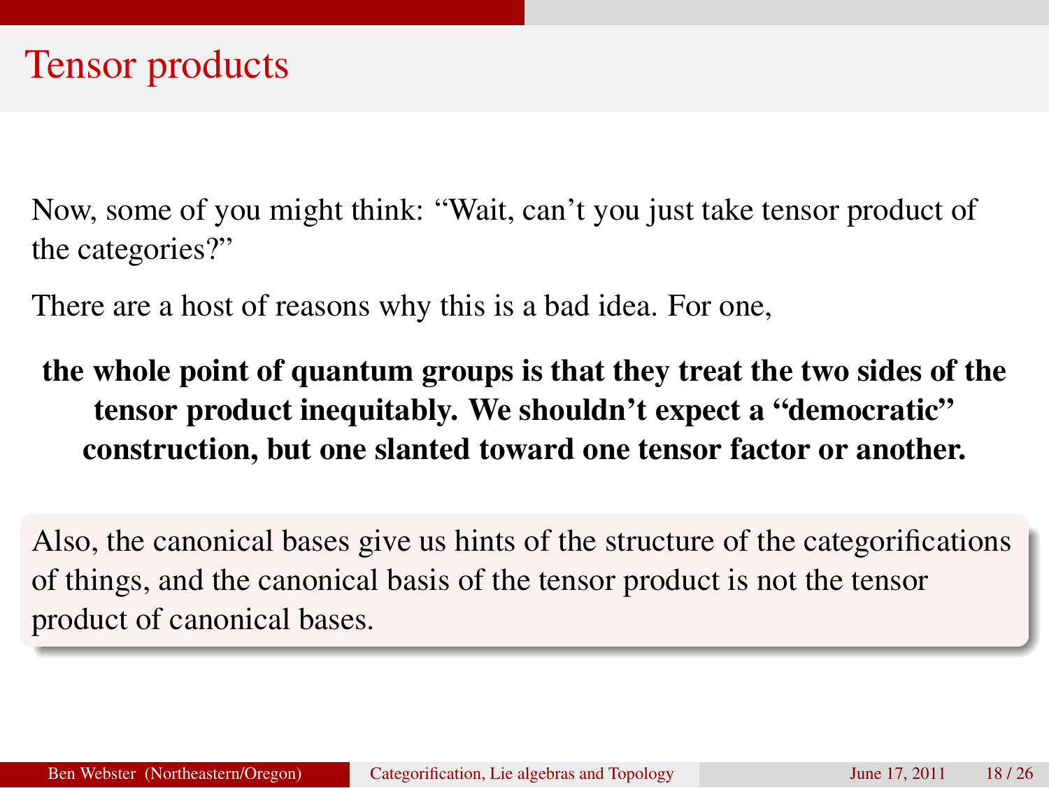# Tensor products

Now, some of you might think: “Wait, can’t you just take tensor product of the categories?”

There are a host of reasons why this is a bad idea. For one,

**the whole point of quantum groups is that they treat the two sides of the tensor product inequitably. We shouldn’t expect a “democratic” construction, but one slanted toward one tensor factor or another.**

Also, the canonical bases give us hints of the structure of the categorifications of things, and the canonical basis of the tensor product is not the tensor product of canonical bases.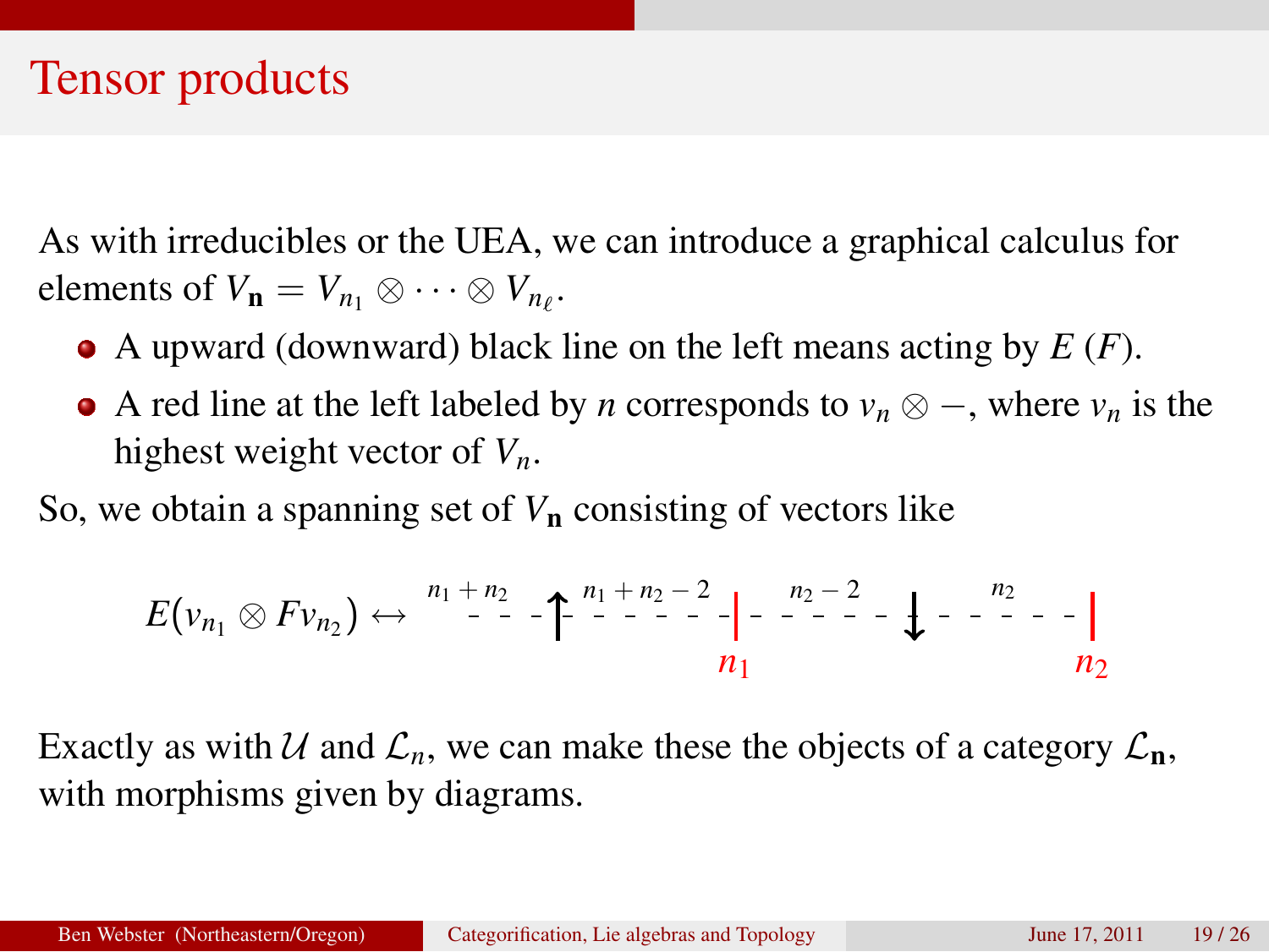# Tensor products

As with irreducibles or the UEA, we can introduce a graphical calculus for elements of $V_{\mathbf{n}} = V_{n_1} \otimes \cdots \otimes V_{n_\ell}$.

- A upward (downward) black line on the left means acting by $E$ ($F$).
- A red line at the left labeled by $n$ corresponds to $v_n \otimes -$, where $v_n$ is the highest weight vector of $V_n$.

So, we obtain a spanning set of $V_{\mathbf{n}}$ consisting of vectors like

$$E(v_{n_1} \otimes F v_{n_2}) \leftrightarrow \quad {}^{n_1+n_2} \uparrow {}^{n_1+n_2-2} \; \underset{n_1}{|} \; {}^{n_2-2} \downarrow {}^{n_2} \; \underset{n_2}{|}$$

Exactly as with $\mathcal{U}$ and $\mathcal{L}_n$, we can make these the objects of a category $\mathcal{L}_{\mathbf{n}}$, with morphisms given by diagrams.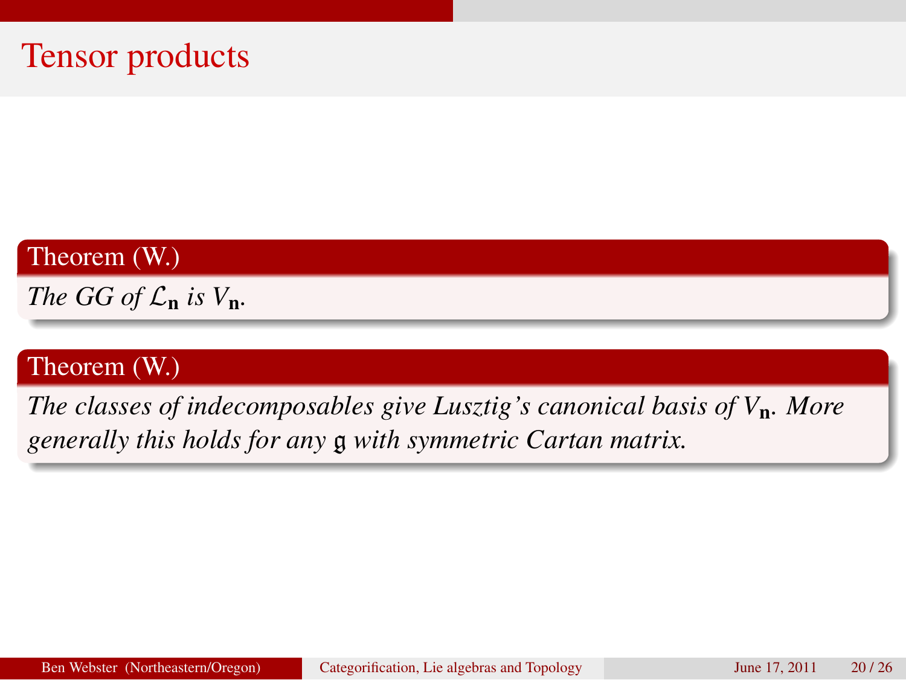# Tensor products

**Theorem (W.)**

*The GG of $\mathcal{L}_{\mathbf{n}}$ is $V_{\mathbf{n}}$.*

**Theorem (W.)**

*The classes of indecomposables give Lusztig's canonical basis of $V_{\mathbf{n}}$. More generally this holds for any $\mathfrak{g}$ with symmetric Cartan matrix.*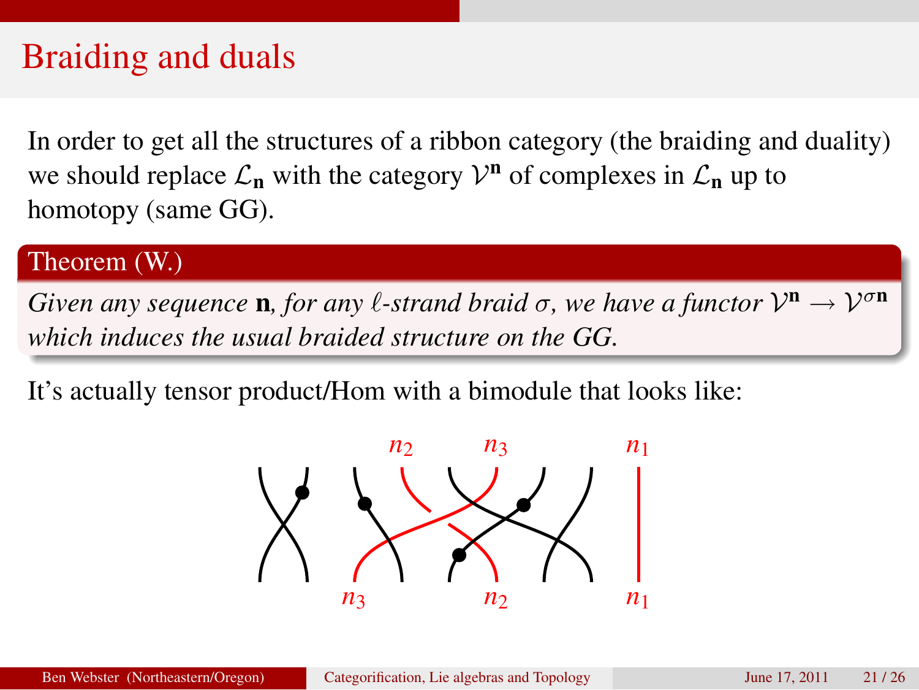# Braiding and duals

In order to get all the structures of a ribbon category (the braiding and duality) we should replace $\mathcal{L}_{\mathbf{n}}$ with the category $\mathcal{V}^{\mathbf{n}}$ of complexes in $\mathcal{L}_{\mathbf{n}}$ up to homotopy (same GG).

**Theorem (W.)**

*Given any sequence* $\mathbf{n}$*, for any* $\ell$*-strand braid* $\sigma$*, we have a functor* $\mathcal{V}^{\mathbf{n}} \to \mathcal{V}^{\sigma\mathbf{n}}$ *which induces the usual braided structure on the GG.*

It's actually tensor product/Hom with a bimodule that looks like:

$n_2$ $n_3$ $n_1$

$n_3$ $n_2$ $n_1$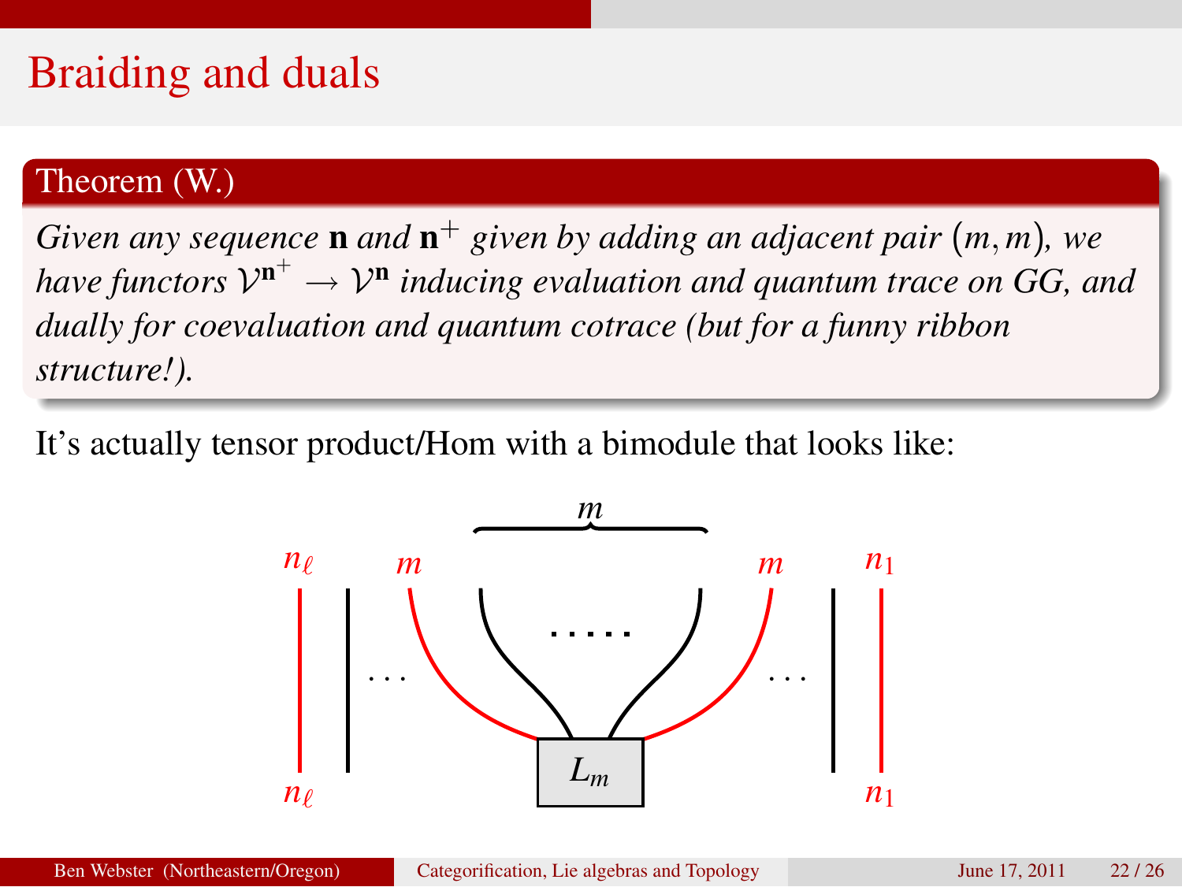# Braiding and duals

**Theorem (W.)**

*Given any sequence* $\mathbf{n}$ *and* $\mathbf{n}^+$ *given by adding an adjacent pair* $(m,m)$*, we have functors* $\mathcal{V}^{\mathbf{n}^+} \to \mathcal{V}^{\mathbf{n}}$ *inducing evaluation and quantum trace on GG, and dually for coevaluation and quantum cotrace (but for a funny ribbon structure!).*

It's actually tensor product/Hom with a bimodule that looks like: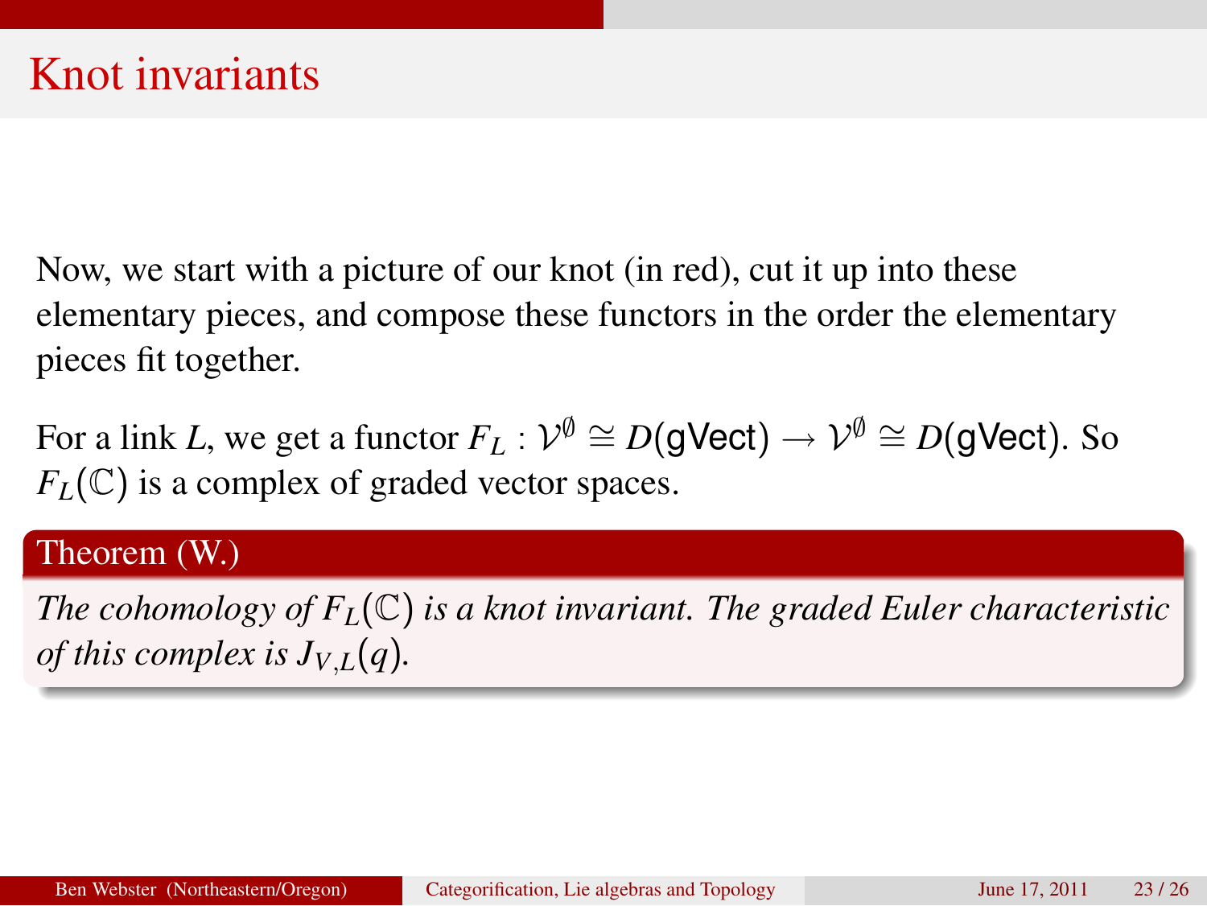# Knot invariants

Now, we start with a picture of our knot (in red), cut it up into these elementary pieces, and compose these functors in the order the elementary pieces fit together.

For a link $L$, we get a functor $F_L : \mathcal{V}^{\emptyset} \cong D(\mathsf{gVect}) \to \mathcal{V}^{\emptyset} \cong D(\mathsf{gVect})$. So $F_L(\mathbb{C})$ is a complex of graded vector spaces.

**Theorem (W.)**

*The cohomology of $F_L(\mathbb{C})$ is a knot invariant. The graded Euler characteristic of this complex is $J_{V,L}(q)$.*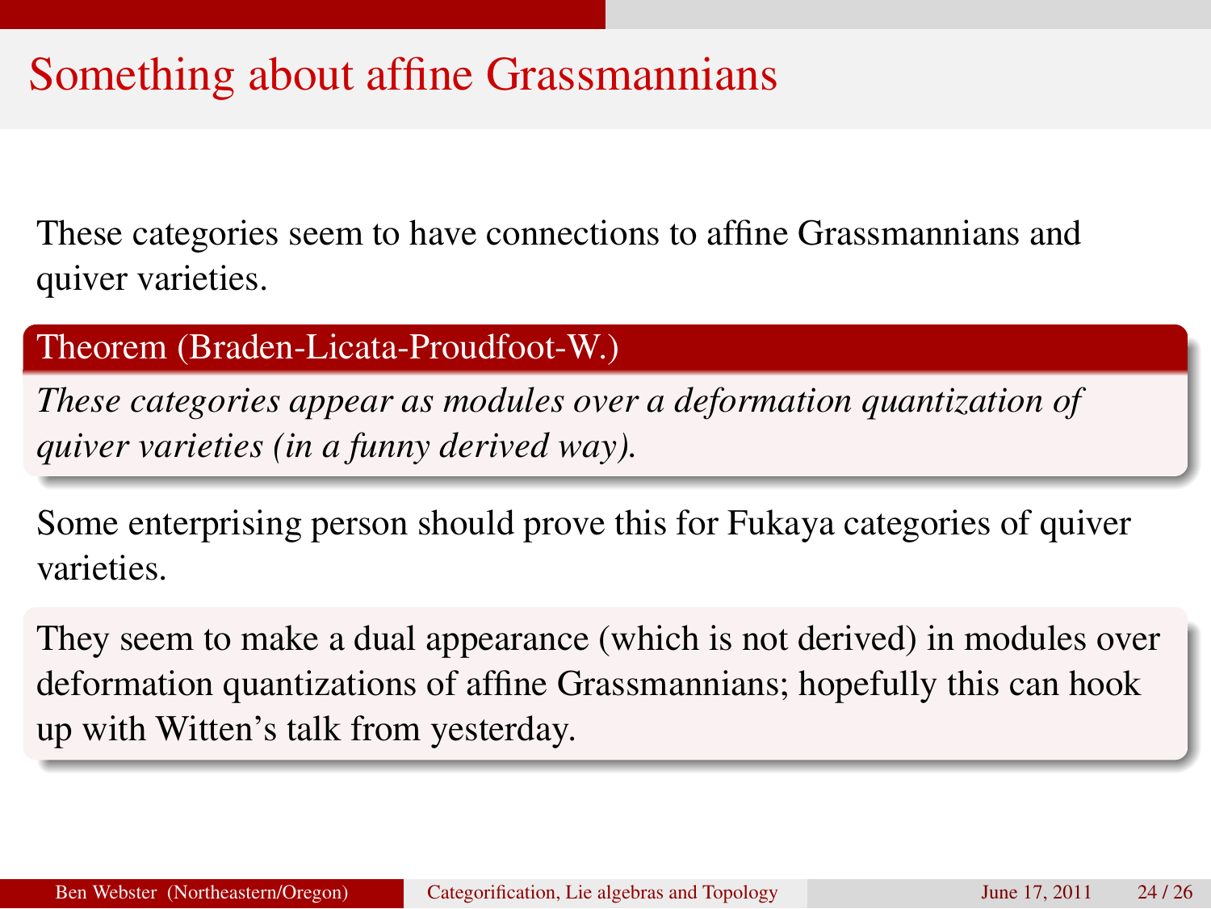# Something about affine Grassmannians

These categories seem to have connections to affine Grassmannians and quiver varieties.

**Theorem (Braden-Licata-Proudfoot-W.)**

*These categories appear as modules over a deformation quantization of quiver varieties (in a funny derived way).*

Some enterprising person should prove this for Fukaya categories of quiver varieties.

They seem to make a dual appearance (which is not derived) in modules over deformation quantizations of affine Grassmannians; hopefully this can hook up with Witten's talk from yesterday.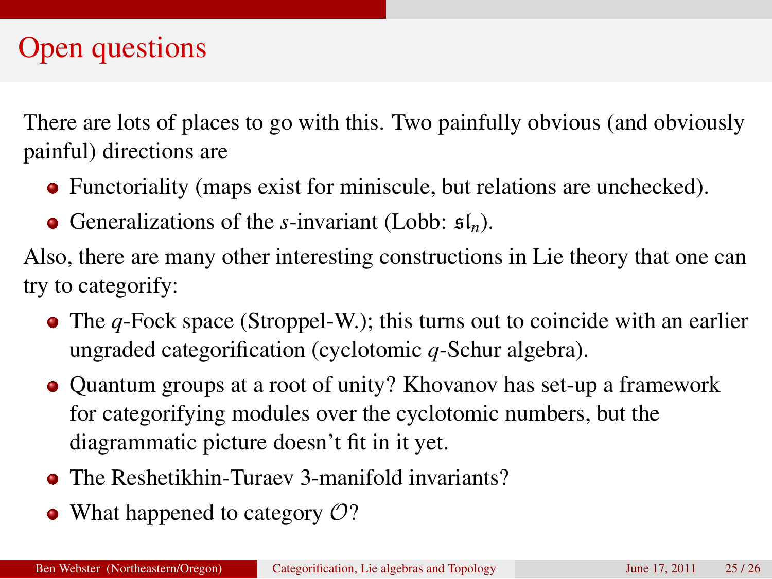# Open questions

There are lots of places to go with this. Two painfully obvious (and obviously painful) directions are

- Functoriality (maps exist for miniscule, but relations are unchecked).
- Generalizations of the $s$-invariant (Lobb: $\mathfrak{sl}_n$).

Also, there are many other interesting constructions in Lie theory that one can try to categorify:

- The $q$-Fock space (Stroppel-W.); this turns out to coincide with an earlier ungraded categorification (cyclotomic $q$-Schur algebra).
- Quantum groups at a root of unity? Khovanov has set-up a framework for categorifying modules over the cyclotomic numbers, but the diagrammatic picture doesn't fit in it yet.
- The Reshetikhin-Turaev 3-manifold invariants?
- What happened to category $\mathcal{O}$?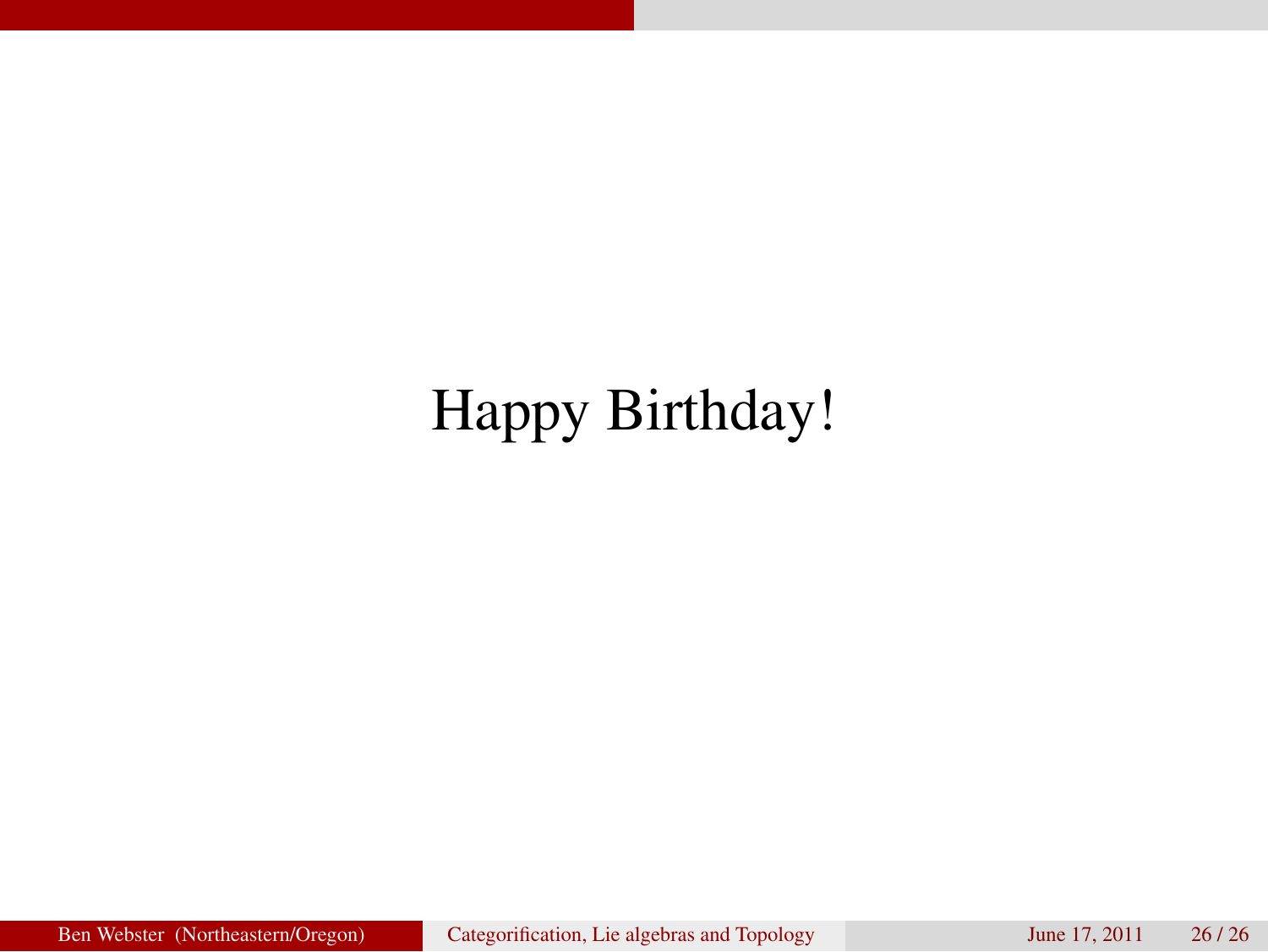Happy Birthday!